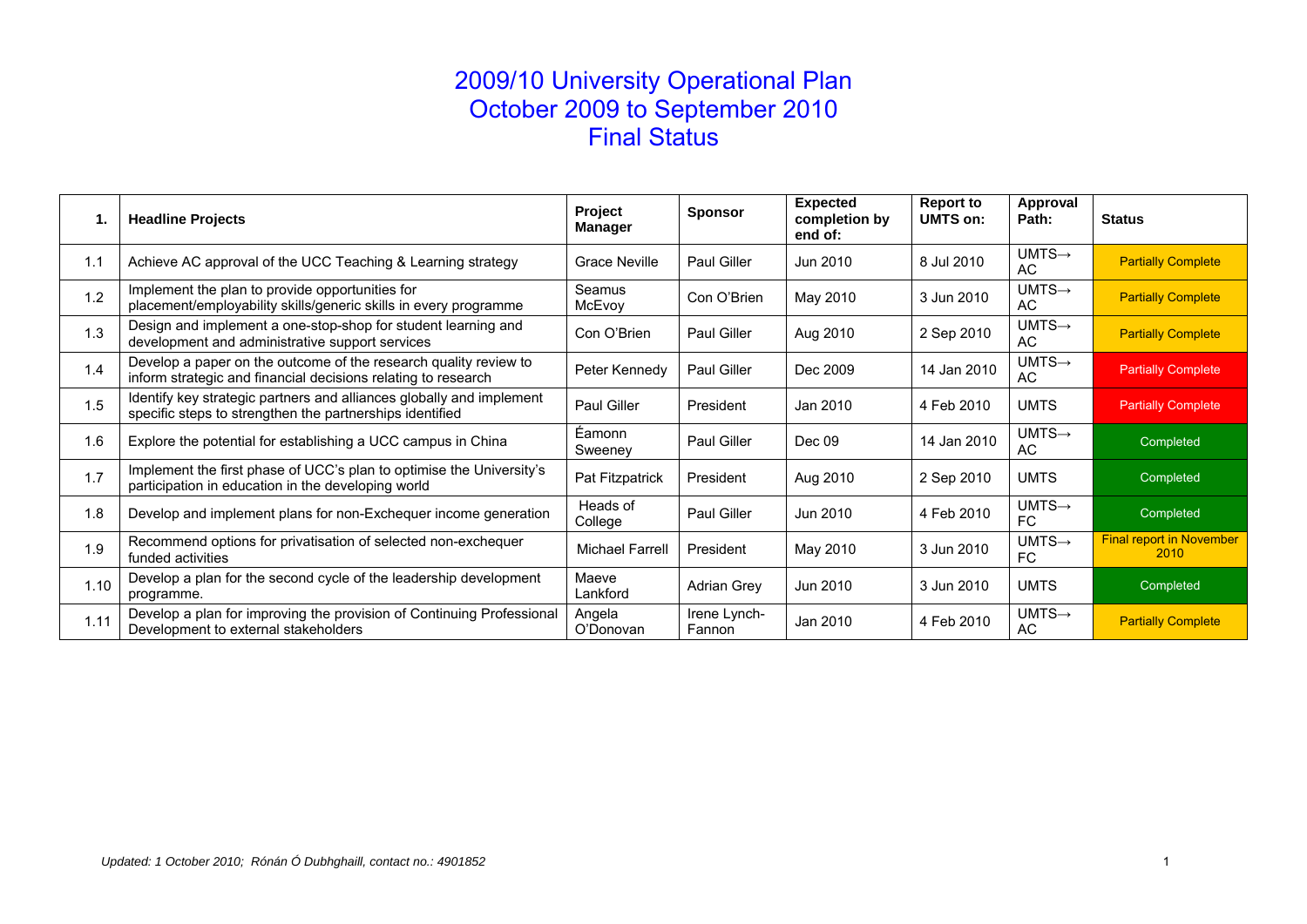# 2009/10 University Operational Plan
# October 2009 to September 2010
# Final Status

| 1. | Headline Projects | Project Manager | Sponsor | Expected completion by end of: | Report to UMTS on: | Approval Path: | Status |
|---|---|---|---|---|---|---|---|
| 1.1 | Achieve AC approval of the UCC Teaching & Learning strategy | Grace Neville | Paul Giller | Jun 2010 | 8 Jul 2010 | UMTS→ AC | Partially Complete |
| 1.2 | Implement the plan to provide opportunities for placement/employability skills/generic skills in every programme | Seamus McEvoy | Con O'Brien | May 2010 | 3 Jun 2010 | UMTS→ AC | Partially Complete |
| 1.3 | Design and implement a one-stop-shop for student learning and development and administrative support services | Con O'Brien | Paul Giller | Aug 2010 | 2 Sep 2010 | UMTS→ AC | Partially Complete |
| 1.4 | Develop a paper on the outcome of the research quality review to inform strategic and financial decisions relating to research | Peter Kennedy | Paul Giller | Dec 2009 | 14 Jan 2010 | UMTS→ AC | Partially Complete |
| 1.5 | Identify key strategic partners and alliances globally and implement specific steps to strengthen the partnerships identified | Paul Giller | President | Jan 2010 | 4 Feb 2010 | UMTS | Partially Complete |
| 1.6 | Explore the potential for establishing a UCC campus in China | Éamonn Sweeney | Paul Giller | Dec 09 | 14 Jan 2010 | UMTS→ AC | Completed |
| 1.7 | Implement the first phase of UCC's plan to optimise the University's participation in education in the developing world | Pat Fitzpatrick | President | Aug 2010 | 2 Sep 2010 | UMTS | Completed |
| 1.8 | Develop and implement plans for non-Exchequer income generation | Heads of College | Paul Giller | Jun 2010 | 4 Feb 2010 | UMTS→ FC | Completed |
| 1.9 | Recommend options for privatisation of selected non-exchequer funded activities | Michael Farrell | President | May 2010 | 3 Jun 2010 | UMTS→ FC | Final report in November 2010 |
| 1.10 | Develop a plan for the second cycle of the leadership development programme. | Maeve Lankford | Adrian Grey | Jun 2010 | 3 Jun 2010 | UMTS | Completed |
| 1.11 | Develop a plan for improving the provision of Continuing Professional Development to external stakeholders | Angela O'Donovan | Irene Lynch-Fannon | Jan 2010 | 4 Feb 2010 | UMTS→ AC | Partially Complete |

*Updated: 1 October 2010; Rónán Ó Dubhghaill, contact no.: 4901852*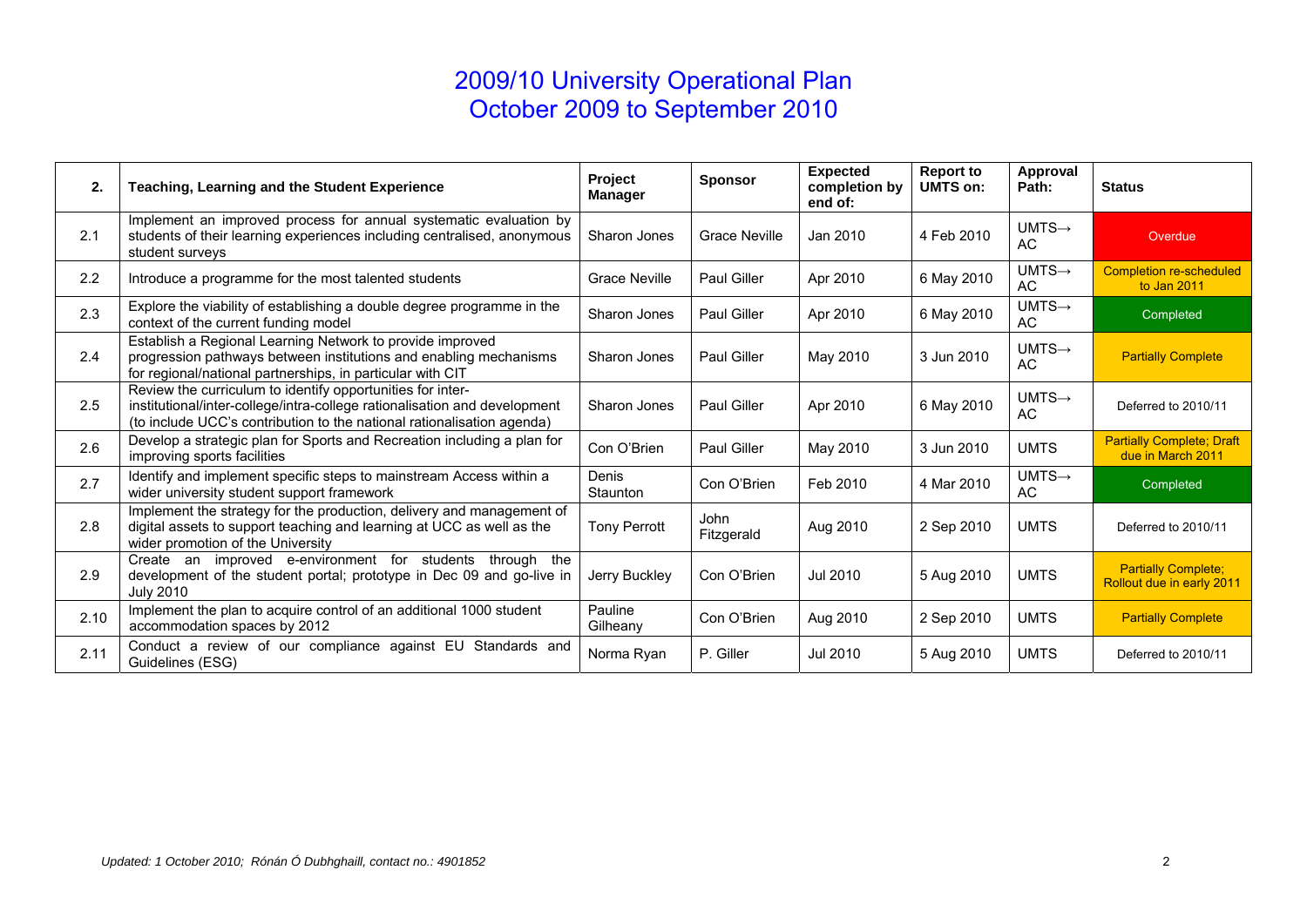# 2009/10 University Operational Plan
## October 2009 to September 2010

| 2. | Teaching, Learning and the Student Experience | Project Manager | Sponsor | Expected completion by end of: | Report to UMTS on: | Approval Path: | Status |
|---|---|---|---|---|---|---|---|
| 2.1 | Implement an improved process for annual systematic evaluation by students of their learning experiences including centralised, anonymous student surveys | Sharon Jones | Grace Neville | Jan 2010 | 4 Feb 2010 | UMTS→ AC | Overdue |
| 2.2 | Introduce a programme for the most talented students | Grace Neville | Paul Giller | Apr 2010 | 6 May 2010 | UMTS→ AC | Completion re-scheduled to Jan 2011 |
| 2.3 | Explore the viability of establishing a double degree programme in the context of the current funding model | Sharon Jones | Paul Giller | Apr 2010 | 6 May 2010 | UMTS→ AC | Completed |
| 2.4 | Establish a Regional Learning Network to provide improved progression pathways between institutions and enabling mechanisms for regional/national partnerships, in particular with CIT | Sharon Jones | Paul Giller | May 2010 | 3 Jun 2010 | UMTS→ AC | Partially Complete |
| 2.5 | Review the curriculum to identify opportunities for inter-institutional/inter-college/intra-college rationalisation and development (to include UCC's contribution to the national rationalisation agenda) | Sharon Jones | Paul Giller | Apr 2010 | 6 May 2010 | UMTS→ AC | Deferred to 2010/11 |
| 2.6 | Develop a strategic plan for Sports and Recreation including a plan for improving sports facilities | Con O'Brien | Paul Giller | May 2010 | 3 Jun 2010 | UMTS | Partially Complete; Draft due in March 2011 |
| 2.7 | Identify and implement specific steps to mainstream Access within a wider university student support framework | Denis Staunton | Con O'Brien | Feb 2010 | 4 Mar 2010 | UMTS→ AC | Completed |
| 2.8 | Implement the strategy for the production, delivery and management of digital assets to support teaching and learning at UCC as well as the wider promotion of the University | Tony Perrott | John Fitzgerald | Aug 2010 | 2 Sep 2010 | UMTS | Deferred to 2010/11 |
| 2.9 | Create an improved e-environment for students through the development of the student portal; prototype in Dec 09 and go-live in July 2010 | Jerry Buckley | Con O'Brien | Jul 2010 | 5 Aug 2010 | UMTS | Partially Complete; Rollout due in early 2011 |
| 2.10 | Implement the plan to acquire control of an additional 1000 student accommodation spaces by 2012 | Pauline Gilheany | Con O'Brien | Aug 2010 | 2 Sep 2010 | UMTS | Partially Complete |
| 2.11 | Conduct a review of our compliance against EU Standards and Guidelines (ESG) | Norma Ryan | P. Giller | Jul 2010 | 5 Aug 2010 | UMTS | Deferred to 2010/11 |

*Updated: 1 October 2010; Rónán Ó Dubhghaill, contact no.: 4901852*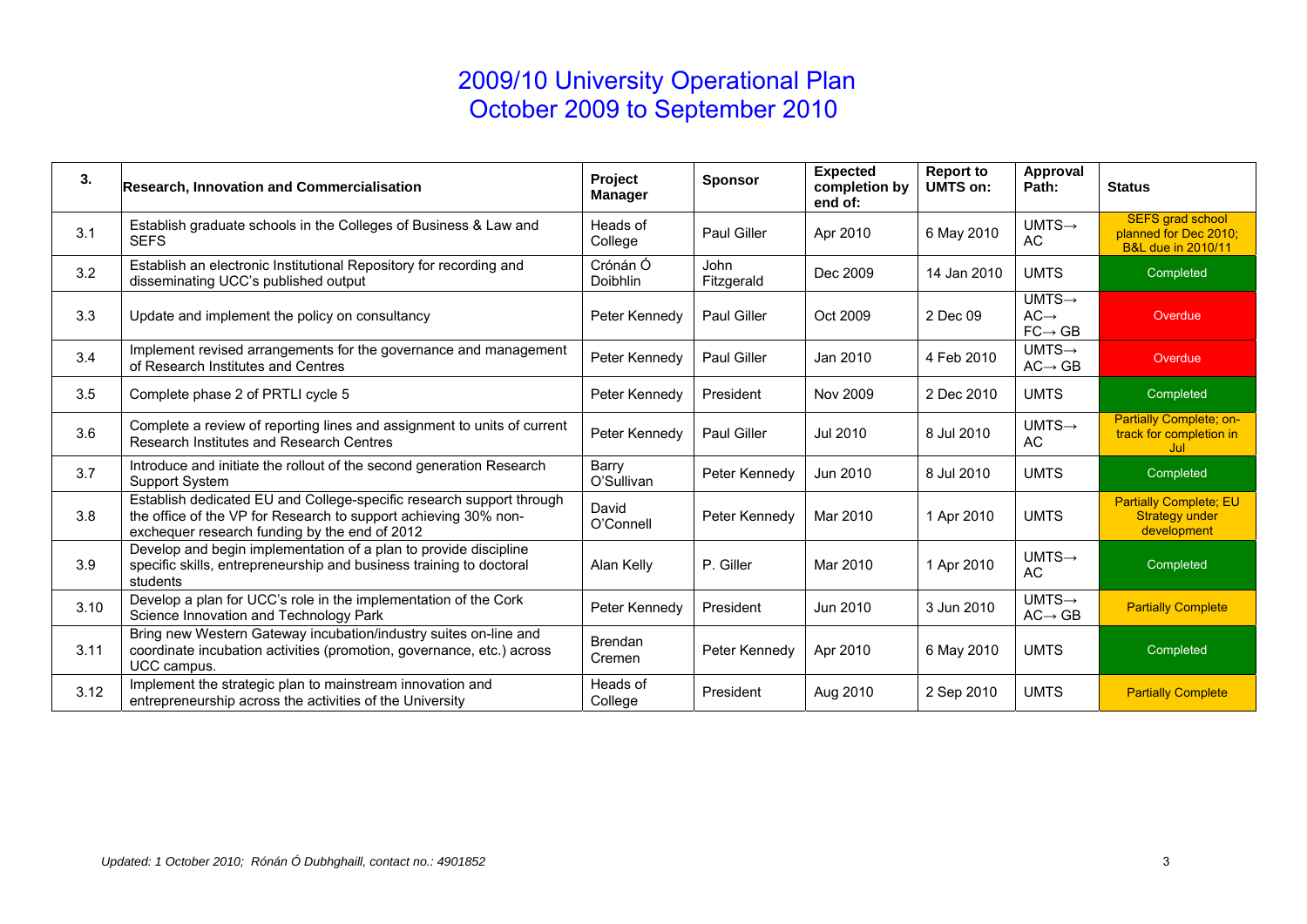# 2009/10 University Operational Plan
## October 2009 to September 2010

| 3. | Research, Innovation and Commercialisation | Project Manager | Sponsor | Expected completion by end of: | Report to UMTS on: | Approval Path: | Status |
|---|---|---|---|---|---|---|---|
| 3.1 | Establish graduate schools in the Colleges of Business & Law and SEFS | Heads of College | Paul Giller | Apr 2010 | 6 May 2010 | UMTS→ AC | SEFS grad school planned for Dec 2010; B&L due in 2010/11 |
| 3.2 | Establish an electronic Institutional Repository for recording and disseminating UCC's published output | Crónán Ó Doibhlin | John Fitzgerald | Dec 2009 | 14 Jan 2010 | UMTS | Completed |
| 3.3 | Update and implement the policy on consultancy | Peter Kennedy | Paul Giller | Oct 2009 | 2 Dec 09 | UMTS→ AC→ FC→ GB | Overdue |
| 3.4 | Implement revised arrangements for the governance and management of Research Institutes and Centres | Peter Kennedy | Paul Giller | Jan 2010 | 4 Feb 2010 | UMTS→ AC→ GB | Overdue |
| 3.5 | Complete phase 2 of PRTLI cycle 5 | Peter Kennedy | President | Nov 2009 | 2 Dec 2010 | UMTS | Completed |
| 3.6 | Complete a review of reporting lines and assignment to units of current Research Institutes and Research Centres | Peter Kennedy | Paul Giller | Jul 2010 | 8 Jul 2010 | UMTS→ AC | Partially Complete; on-track for completion in Jul |
| 3.7 | Introduce and initiate the rollout of the second generation Research Support System | Barry O'Sullivan | Peter Kennedy | Jun 2010 | 8 Jul 2010 | UMTS | Completed |
| 3.8 | Establish dedicated EU and College-specific research support through the office of the VP for Research to support achieving 30% non-exchequer research funding by the end of 2012 | David O'Connell | Peter Kennedy | Mar 2010 | 1 Apr 2010 | UMTS | Partially Complete; EU Strategy under development |
| 3.9 | Develop and begin implementation of a plan to provide discipline specific skills, entrepreneurship and business training to doctoral students | Alan Kelly | P. Giller | Mar 2010 | 1 Apr 2010 | UMTS→ AC | Completed |
| 3.10 | Develop a plan for UCC's role in the implementation of the Cork Science Innovation and Technology Park | Peter Kennedy | President | Jun 2010 | 3 Jun 2010 | UMTS→ AC→ GB | Partially Complete |
| 3.11 | Bring new Western Gateway incubation/industry suites on-line and coordinate incubation activities (promotion, governance, etc.) across UCC campus. | Brendan Cremen | Peter Kennedy | Apr 2010 | 6 May 2010 | UMTS | Completed |
| 3.12 | Implement the strategic plan to mainstream innovation and entrepreneurship across the activities of the University | Heads of College | President | Aug 2010 | 2 Sep 2010 | UMTS | Partially Complete |

*Updated: 1 October 2010; Rónán Ó Dubhghaill, contact no.: 4901852*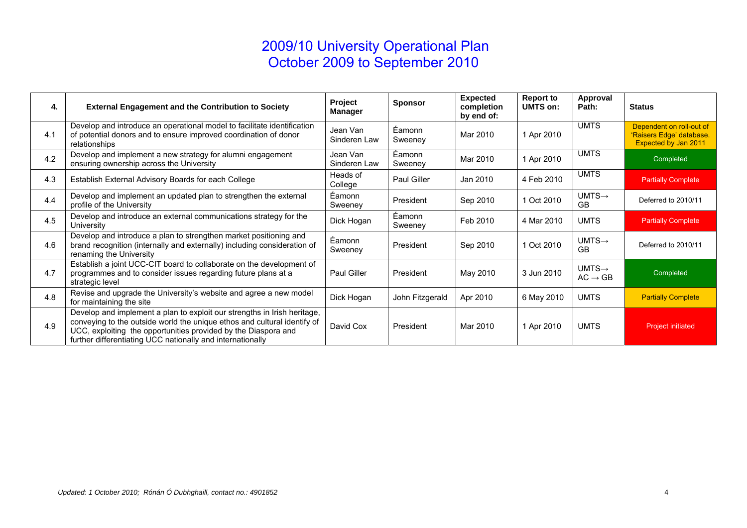# 2009/10 University Operational Plan
# October 2009 to September 2010

| 4. | External Engagement and the Contribution to Society | Project Manager | Sponsor | Expected completion by end of: | Report to UMTS on: | Approval Path: | Status |
|---|---|---|---|---|---|---|---|
| 4.1 | Develop and introduce an operational model to facilitate identification of potential donors and to ensure improved coordination of donor relationships | Jean Van Sinderen Law | Éamonn Sweeney | Mar 2010 | 1 Apr 2010 | UMTS | Dependent on roll-out of 'Raisers Edge' database. Expected by Jan 2011 |
| 4.2 | Develop and implement a new strategy for alumni engagement ensuring ownership across the University | Jean Van Sinderen Law | Éamonn Sweeney | Mar 2010 | 1 Apr 2010 | UMTS | Completed |
| 4.3 | Establish External Advisory Boards for each College | Heads of College | Paul Giller | Jan 2010 | 4 Feb 2010 | UMTS | Partially Complete |
| 4.4 | Develop and implement an updated plan to strengthen the external profile of the University | Éamonn Sweeney | President | Sep 2010 | 1 Oct 2010 | UMTS→ GB | Deferred to 2010/11 |
| 4.5 | Develop and introduce an external communications strategy for the University | Dick Hogan | Éamonn Sweeney | Feb 2010 | 4 Mar 2010 | UMTS | Partially Complete |
| 4.6 | Develop and introduce a plan to strengthen market positioning and brand recognition (internally and externally) including consideration of renaming the University | Éamonn Sweeney | President | Sep 2010 | 1 Oct 2010 | UMTS→ GB | Deferred to 2010/11 |
| 4.7 | Establish a joint UCC-CIT board to collaborate on the development of programmes and to consider issues regarding future plans at a strategic level | Paul Giller | President | May 2010 | 3 Jun 2010 | UMTS→ AC → GB | Completed |
| 4.8 | Revise and upgrade the University's website and agree a new model for maintaining the site | Dick Hogan | John Fitzgerald | Apr 2010 | 6 May 2010 | UMTS | Partially Complete |
| 4.9 | Develop and implement a plan to exploit our strengths in Irish heritage, conveying to the outside world the unique ethos and cultural identify of UCC, exploiting the opportunities provided by the Diaspora and further differentiating UCC nationally and internationally | David Cox | President | Mar 2010 | 1 Apr 2010 | UMTS | Project initiated |

*Updated: 1 October 2010; Rónán Ó Dubhghaill, contact no.: 4901852*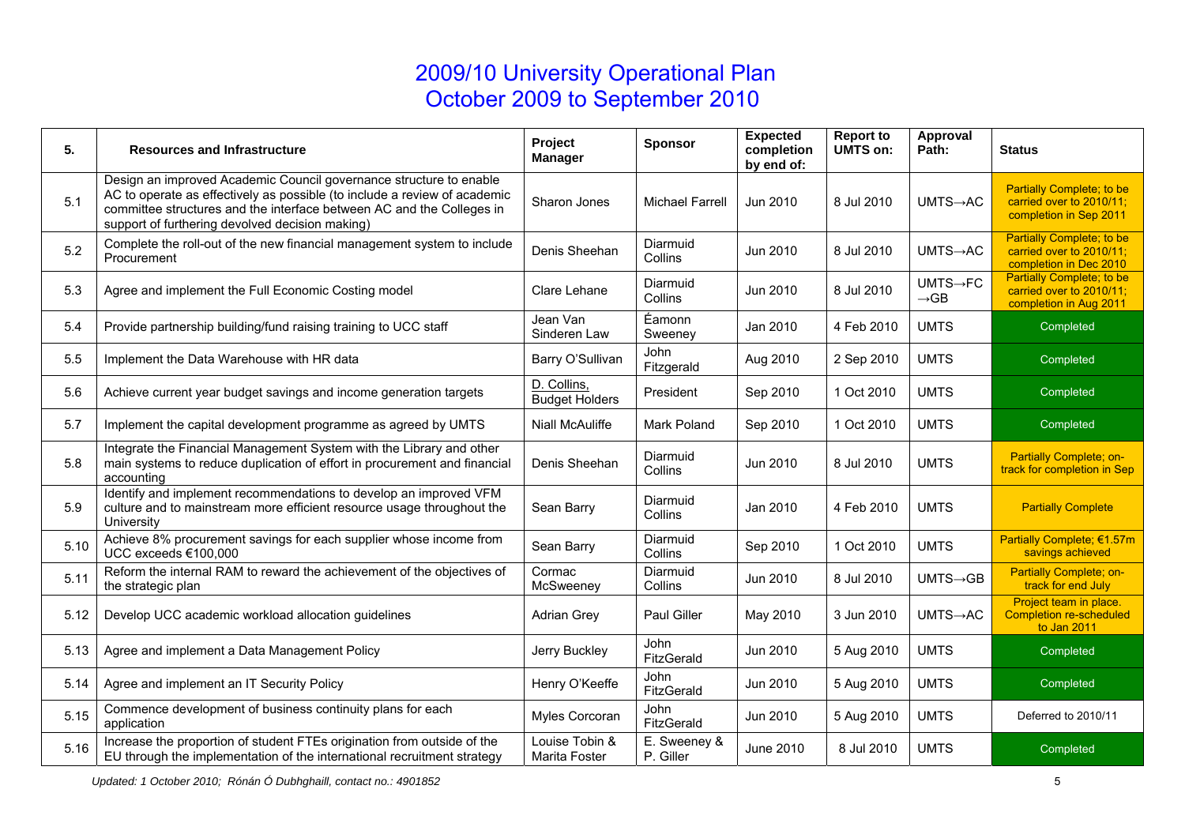# 2009/10 University Operational Plan
## October 2009 to September 2010

| 5. | Resources and Infrastructure | Project Manager | Sponsor | Expected completion by end of: | Report to UMTS on: | Approval Path: | Status |
|---|---|---|---|---|---|---|---|
| 5.1 | Design an improved Academic Council governance structure to enable AC to operate as effectively as possible (to include a review of academic committee structures and the interface between AC and the Colleges in support of furthering devolved decision making) | Sharon Jones | Michael Farrell | Jun 2010 | 8 Jul 2010 | UMTS→AC | Partially Complete; to be carried over to 2010/11; completion in Sep 2011 |
| 5.2 | Complete the roll-out of the new financial management system to include Procurement | Denis Sheehan | Diarmuid Collins | Jun 2010 | 8 Jul 2010 | UMTS→AC | Partially Complete; to be carried over to 2010/11; completion in Dec 2010 |
| 5.3 | Agree and implement the Full Economic Costing model | Clare Lehane | Diarmuid Collins | Jun 2010 | 8 Jul 2010 | UMTS→FC →GB | Partially Complete; to be carried over to 2010/11; completion in Aug 2011 |
| 5.4 | Provide partnership building/fund raising training to UCC staff | Jean Van Sinderen Law | Éamonn Sweeney | Jan 2010 | 4 Feb 2010 | UMTS | Completed |
| 5.5 | Implement the Data Warehouse with HR data | Barry O'Sullivan | John Fitzgerald | Aug 2010 | 2 Sep 2010 | UMTS | Completed |
| 5.6 | Achieve current year budget savings and income generation targets | D. Collins, Budget Holders | President | Sep 2010 | 1 Oct 2010 | UMTS | Completed |
| 5.7 | Implement the capital development programme as agreed by UMTS | Niall McAuliffe | Mark Poland | Sep 2010 | 1 Oct 2010 | UMTS | Completed |
| 5.8 | Integrate the Financial Management System with the Library and other main systems to reduce duplication of effort in procurement and financial accounting | Denis Sheehan | Diarmuid Collins | Jun 2010 | 8 Jul 2010 | UMTS | Partially Complete; on-track for completion in Sep |
| 5.9 | Identify and implement recommendations to develop an improved VFM culture and to mainstream more efficient resource usage throughout the University | Sean Barry | Diarmuid Collins | Jan 2010 | 4 Feb 2010 | UMTS | Partially Complete |
| 5.10 | Achieve 8% procurement savings for each supplier whose income from UCC exceeds €100,000 | Sean Barry | Diarmuid Collins | Sep 2010 | 1 Oct 2010 | UMTS | Partially Complete; €1.57m savings achieved |
| 5.11 | Reform the internal RAM to reward the achievement of the objectives of the strategic plan | Cormac McSweeney | Diarmuid Collins | Jun 2010 | 8 Jul 2010 | UMTS→GB | Partially Complete; on-track for end July |
| 5.12 | Develop UCC academic workload allocation guidelines | Adrian Grey | Paul Giller | May 2010 | 3 Jun 2010 | UMTS→AC | Project team in place. Completion re-scheduled to Jan 2011 |
| 5.13 | Agree and implement a Data Management Policy | Jerry Buckley | John FitzGerald | Jun 2010 | 5 Aug 2010 | UMTS | Completed |
| 5.14 | Agree and implement an IT Security Policy | Henry O'Keeffe | John FitzGerald | Jun 2010 | 5 Aug 2010 | UMTS | Completed |
| 5.15 | Commence development of business continuity plans for each application | Myles Corcoran | John FitzGerald | Jun 2010 | 5 Aug 2010 | UMTS | Deferred to 2010/11 |
| 5.16 | Increase the proportion of student FTEs origination from outside of the EU through the implementation of the international recruitment strategy | Louise Tobin & Marita Foster | E. Sweeney & P. Giller | June 2010 | 8 Jul 2010 | UMTS | Completed |

*Updated: 1 October 2010; Rónán Ó Dubhghaill, contact no.: 4901852*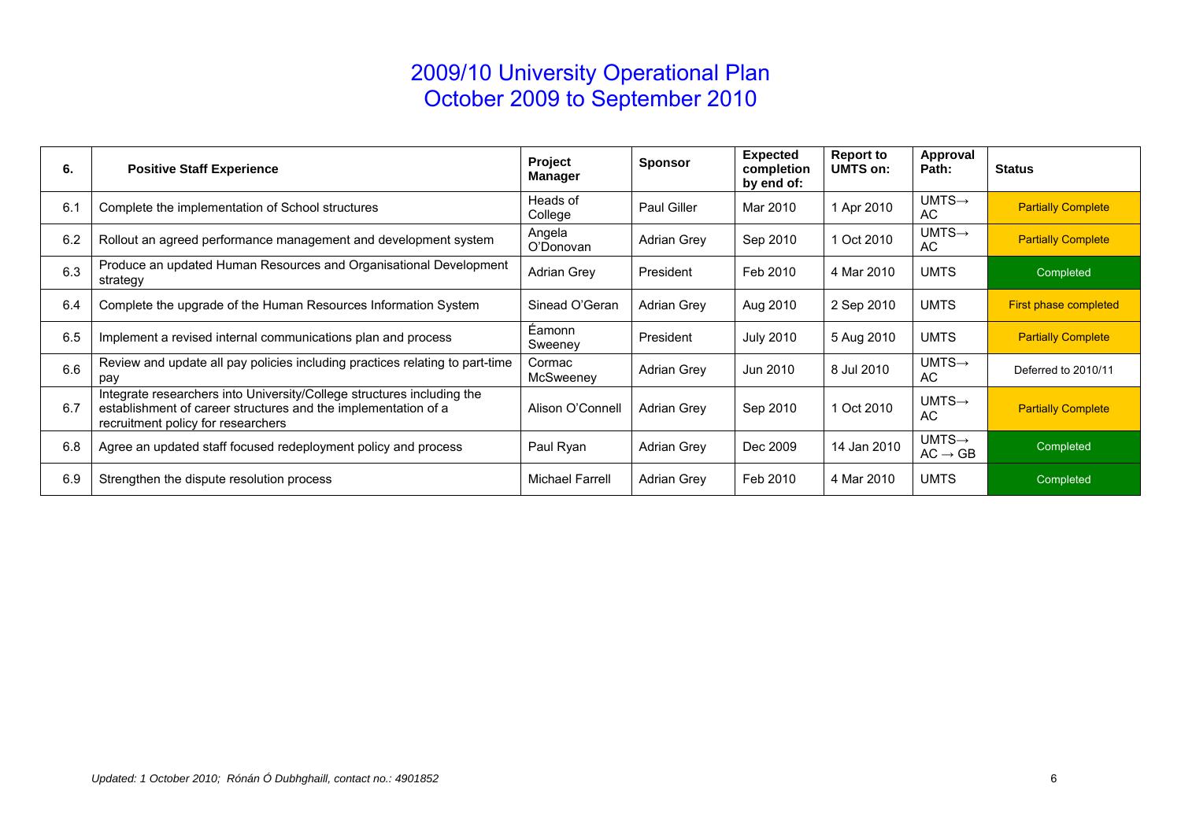# 2009/10 University Operational Plan
# October 2009 to September 2010

| 6. | Positive Staff Experience | Project Manager | Sponsor | Expected completion by end of: | Report to UMTS on: | Approval Path: | Status |
|---|---|---|---|---|---|---|---|
| 6.1 | Complete the implementation of School structures | Heads of College | Paul Giller | Mar 2010 | 1 Apr 2010 | UMTS→ AC | Partially Complete |
| 6.2 | Rollout an agreed performance management and development system | Angela O'Donovan | Adrian Grey | Sep 2010 | 1 Oct 2010 | UMTS→ AC | Partially Complete |
| 6.3 | Produce an updated Human Resources and Organisational Development strategy | Adrian Grey | President | Feb 2010 | 4 Mar 2010 | UMTS | Completed |
| 6.4 | Complete the upgrade of the Human Resources Information System | Sinead O'Geran | Adrian Grey | Aug 2010 | 2 Sep 2010 | UMTS | First phase completed |
| 6.5 | Implement a revised internal communications plan and process | Éamonn Sweeney | President | July 2010 | 5 Aug 2010 | UMTS | Partially Complete |
| 6.6 | Review and update all pay policies including practices relating to part-time pay | Cormac McSweeney | Adrian Grey | Jun 2010 | 8 Jul 2010 | UMTS→ AC | Deferred to 2010/11 |
| 6.7 | Integrate researchers into University/College structures including the establishment of career structures and the implementation of a recruitment policy for researchers | Alison O'Connell | Adrian Grey | Sep 2010 | 1 Oct 2010 | UMTS→ AC | Partially Complete |
| 6.8 | Agree an updated staff focused redeployment policy and process | Paul Ryan | Adrian Grey | Dec 2009 | 14 Jan 2010 | UMTS→ AC → GB | Completed |
| 6.9 | Strengthen the dispute resolution process | Michael Farrell | Adrian Grey | Feb 2010 | 4 Mar 2010 | UMTS | Completed |

*Updated: 1 October 2010; Rónán Ó Dubhghaill, contact no.: 4901852*